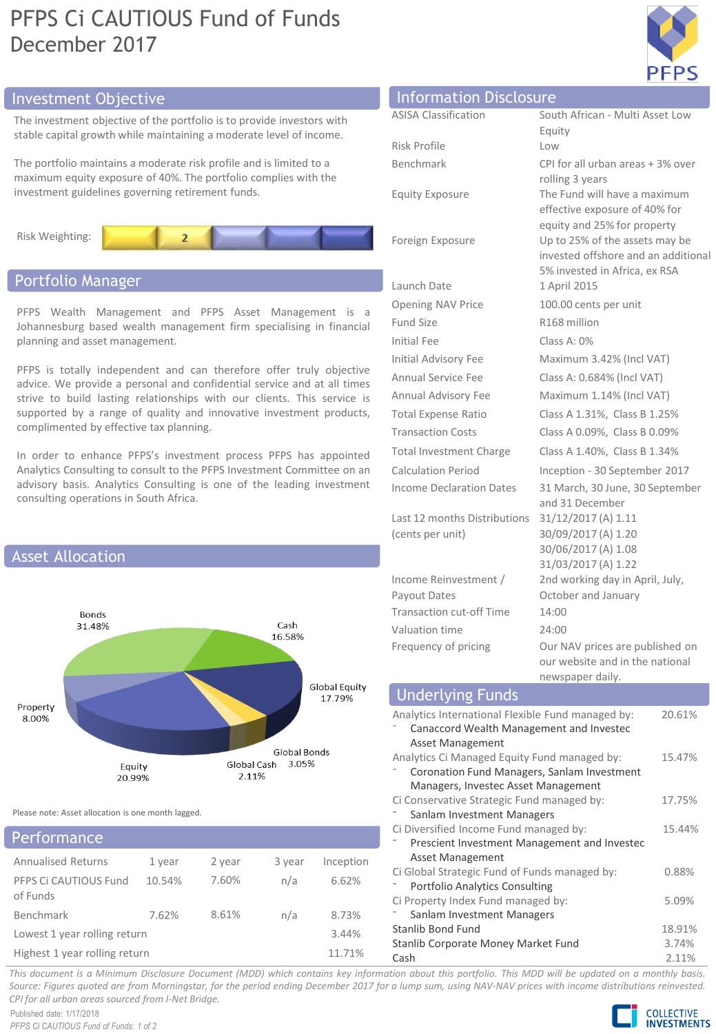# PFPS Ci CAUTIOUS Fund of Funds
December 2017

PFPS

## Investment Objective

The investment objective of the portfolio is to provide investors with stable capital growth while maintaining a moderate level of income.

The portfolio maintains a moderate risk profile and is limited to a maximum equity exposure of 40%. The portfolio complies with the investment guidelines governing retirement funds.

Risk Weighting: 2

## Portfolio Manager

PFPS Wealth Management and PFPS Asset Management is a Johannesburg based wealth management firm specialising in financial planning and asset management.

PFPS is totally independent and can therefore offer truly objective advice. We provide a personal and confidential service and at all times strive to build lasting relationships with our clients. This service is supported by a range of quality and innovative investment products, complimented by effective tax planning.

In order to enhance PFPS's investment process PFPS has appointed Analytics Consulting to consult to the PFPS Investment Committee on an advisory basis. Analytics Consulting is one of the leading investment consulting operations in South Africa.

## Asset Allocation

Bonds
31.48%

Cash
16.58%

Global Equity
17.79%

Global Bonds
3.05%

Global Cash
2.11%

Equity
20.99%

Property
8.00%

Please note: Asset allocation is one month lagged.

## Performance

| Annualised Returns | 1 year | 2 year | 3 year | Inception |
|---|---|---|---|---|
| PFPS Ci CAUTIOUS Fund of Funds | 10.54% | 7.60% | n/a | 6.62% |
| Benchmark | 7.62% | 8.61% | n/a | 8.73% |
| Lowest 1 year rolling return | | | | 3.44% |
| Highest 1 year rolling return | | | | 11.71% |

## Information Disclosure

| | |
|---|---|
| ASISA Classification | South African - Multi Asset Low Equity |
| Risk Profile | Low |
| Benchmark | CPI for all urban areas + 3% over rolling 3 years |
| Equity Exposure | The Fund will have a maximum effective exposure of 40% for equity and 25% for property |
| Foreign Exposure | Up to 25% of the assets may be invested offshore and an additional 5% invested in Africa, ex RSA |
| Launch Date | 1 April 2015 |
| Opening NAV Price | 100.00 cents per unit |
| Fund Size | R168 million |
| Initial Fee | Class A: 0% |
| Initial Advisory Fee | Maximum 3.42% (Incl VAT) |
| Annual Service Fee | Class A: 0.684% (Incl VAT) |
| Annual Advisory Fee | Maximum 1.14% (Incl VAT) |
| Total Expense Ratio | Class A 1.31%, Class B 1.25% |
| Transaction Costs | Class A 0.09%, Class B 0.09% |
| Total Investment Charge | Class A 1.40%, Class B 1.34% |
| Calculation Period | Inception - 30 September 2017 |
| Income Declaration Dates | 31 March, 30 June, 30 September and 31 December |
| Last 12 months Distributions (cents per unit) | 31/12/2017 (A) 1.11<br>30/09/2017 (A) 1.20<br>30/06/2017 (A) 1.08<br>31/03/2017 (A) 1.22 |
| Income Reinvestment / Payout Dates | 2nd working day in April, July, October and January |
| Transaction cut-off Time | 14:00 |
| Valuation time | 24:00 |
| Frequency of pricing | Our NAV prices are published on our website and in the national newspaper daily. |

## Underlying Funds

| | |
|---|---|
| Analytics International Flexible Fund managed by:<br>- Canaccord Wealth Management and Investec Asset Management | 20.61% |
| Analytics Ci Managed Equity Fund managed by:<br>- Coronation Fund Managers, Sanlam Investment Managers, Investec Asset Management | 15.47% |
| Ci Conservative Strategic Fund managed by:<br>- Sanlam Investment Managers | 17.75% |
| Ci Diversified Income Fund managed by:<br>- Prescient Investment Management and Investec Asset Management | 15.44% |
| Ci Global Strategic Fund of Funds managed by:<br>- Portfolio Analytics Consulting | 0.88% |
| Ci Property Index Fund managed by:<br>- Sanlam Investment Managers | 5.09% |
| Stanlib Bond Fund | 18.91% |
| Stanlib Corporate Money Market Fund | 3.74% |
| Cash | 2.11% |

*This document is a Minimum Disclosure Document (MDD) which contains key information about this portfolio. This MDD will be updated on a monthly basis. Source: Figures quoted are from Morningstar, for the period ending December 2017 for a lump sum, using NAV-NAV prices with income distributions reinvested. CPI for all urban areas sourced from I-Net Bridge.*

Published date: 1/17/2018

COLLECTIVE INVESTMENTS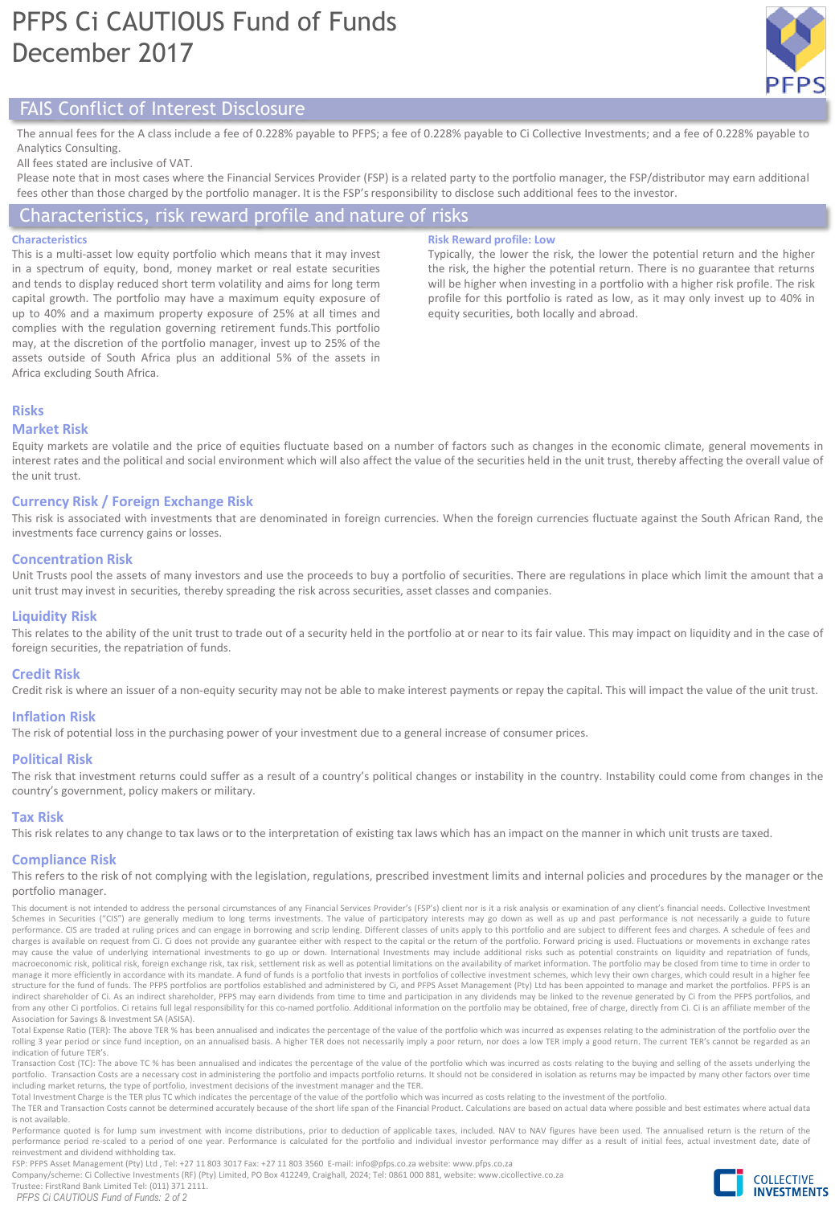# PFPS Ci CAUTIOUS Fund of Funds
# December 2017

## FAIS Conflict of Interest Disclosure

The annual fees for the A class include a fee of 0.228% payable to PFPS; a fee of 0.228% payable to Ci Collective Investments; and a fee of 0.228% payable to Analytics Consulting.

All fees stated are inclusive of VAT.

Please note that in most cases where the Financial Services Provider (FSP) is a related party to the portfolio manager, the FSP/distributor may earn additional fees other than those charged by the portfolio manager. It is the FSP's responsibility to disclose such additional fees to the investor.

## Characteristics, risk reward profile and nature of risks

### Characteristics

This is a multi-asset low equity portfolio which means that it may invest in a spectrum of equity, bond, money market or real estate securities and tends to display reduced short term volatility and aims for long term capital growth. The portfolio may have a maximum equity exposure of up to 40% and a maximum property exposure of 25% at all times and complies with the regulation governing retirement funds.This portfolio may, at the discretion of the portfolio manager, invest up to 25% of the assets outside of South Africa plus an additional 5% of the assets in Africa excluding South Africa.

### Risk Reward profile: Low

Typically, the lower the risk, the lower the potential return and the higher the risk, the higher the potential return. There is no guarantee that returns will be higher when investing in a portfolio with a higher risk profile. The risk profile for this portfolio is rated as low, as it may only invest up to 40% in equity securities, both locally and abroad.

### Risks

### Market Risk

Equity markets are volatile and the price of equities fluctuate based on a number of factors such as changes in the economic climate, general movements in interest rates and the political and social environment which will also affect the value of the securities held in the unit trust, thereby affecting the overall value of the unit trust.

### Currency Risk / Foreign Exchange Risk

This risk is associated with investments that are denominated in foreign currencies. When the foreign currencies fluctuate against the South African Rand, the investments face currency gains or losses.

### Concentration Risk

Unit Trusts pool the assets of many investors and use the proceeds to buy a portfolio of securities. There are regulations in place which limit the amount that a unit trust may invest in securities, thereby spreading the risk across securities, asset classes and companies.

### Liquidity Risk

This relates to the ability of the unit trust to trade out of a security held in the portfolio at or near to its fair value. This may impact on liquidity and in the case of foreign securities, the repatriation of funds.

### Credit Risk

Credit risk is where an issuer of a non-equity security may not be able to make interest payments or repay the capital. This will impact the value of the unit trust.

### Inflation Risk

The risk of potential loss in the purchasing power of your investment due to a general increase of consumer prices.

### Political Risk

The risk that investment returns could suffer as a result of a country's political changes or instability in the country. Instability could come from changes in the country's government, policy makers or military.

### Tax Risk

This risk relates to any change to tax laws or to the interpretation of existing tax laws which has an impact on the manner in which unit trusts are taxed.

### Compliance Risk

This refers to the risk of not complying with the legislation, regulations, prescribed investment limits and internal policies and procedures by the manager or the portfolio manager.

This document is not intended to address the personal circumstances of any Financial Services Provider's (FSP's) client nor is it a risk analysis or examination of any client's financial needs. Collective Investment Schemes in Securities ("CIS") are generally medium to long terms investments. The value of participatory interests may go down as well as up and past performance is not necessarily a guide to future performance. CIS are traded at ruling prices and can engage in borrowing and scrip lending. Different classes of units apply to this portfolio and are subject to different fees and charges. A schedule of fees and charges is available on request from Ci. Ci does not provide any guarantee either with respect to the capital or the return of the portfolio. Forward pricing is used. Fluctuations or movements in exchange rates may cause the value of underlying international investments to go up or down. International Investments may include additional risks such as potential constraints on liquidity and repatriation of funds, macroeconomic risk, political risk, foreign exchange risk, tax risk, settlement risk as well as potential limitations on the availability of market information. The portfolio may be closed from time to time in order to manage it more efficiently in accordance with its mandate. A fund of funds is a portfolio that invests in portfolios of collective investment schemes, which levy their own charges, which could result in a higher fee structure for the fund of funds. The PFPS portfolios are portfolios established and administered by Ci, and PFPS Asset Management (Pty) Ltd has been appointed to manage and market the portfolios. PFPS is an indirect shareholder of Ci. As an indirect shareholder, PFPS may earn dividends from time to time and participation in any dividends may be linked to the revenue generated by Ci from the PFPS portfolios, and from any other Ci portfolios. Ci retains full legal responsibility for this co-named portfolio. Additional information on the portfolio may be obtained, free of charge, directly from Ci. Ci is an affiliate member of the Association for Savings & Investment SA (ASISA).

Total Expense Ratio (TER): The above TER % has been annualised and indicates the percentage of the value of the portfolio which was incurred as expenses relating to the administration of the portfolio over the rolling 3 year period or since fund inception, on an annualised basis. A higher TER does not necessarily imply a poor return, nor does a low TER imply a good return. The current TER's cannot be regarded as an indication of future TER's.

Transaction Cost (TC): The above TC % has been annualised and indicates the percentage of the value of the portfolio which was incurred as costs relating to the buying and selling of the assets underlying the portfolio. Transaction Costs are a necessary cost in administering the portfolio and impacts portfolio returns. It should not be considered in isolation as returns may be impacted by many other factors over time including market returns, the type of portfolio, investment decisions of the investment manager and the TER.

Total Investment Charge is the TER plus TC which indicates the percentage of the value of the portfolio which was incurred as costs relating to the investment of the portfolio.

The TER and Transaction Costs cannot be determined accurately because of the short life span of the Financial Product. Calculations are based on actual data where possible and best estimates where actual data is not available.

Performance quoted is for lump sum investment with income distributions, prior to deduction of applicable taxes, included. NAV to NAV figures have been used. The annualised return is the return of the performance period re-scaled to a period of one year. Performance is calculated for the portfolio and individual investor performance may differ as a result of initial fees, actual investment date, date of reinvestment and dividend withholding tax.

FSP: PFPS Asset Management (Pty) Ltd , Tel: +27 11 803 3017 Fax: +27 11 803 3560 E-mail: info@pfps.co.za website: www.pfps.co.za

Company/scheme: Ci Collective Investments (RF) (Pty) Limited, PO Box 412249, Craighall, 2024; Tel: 0861 000 881, website: www.cicollective.co.za

Trustee: FirstRand Bank Limited Tel: (011) 371 2111.